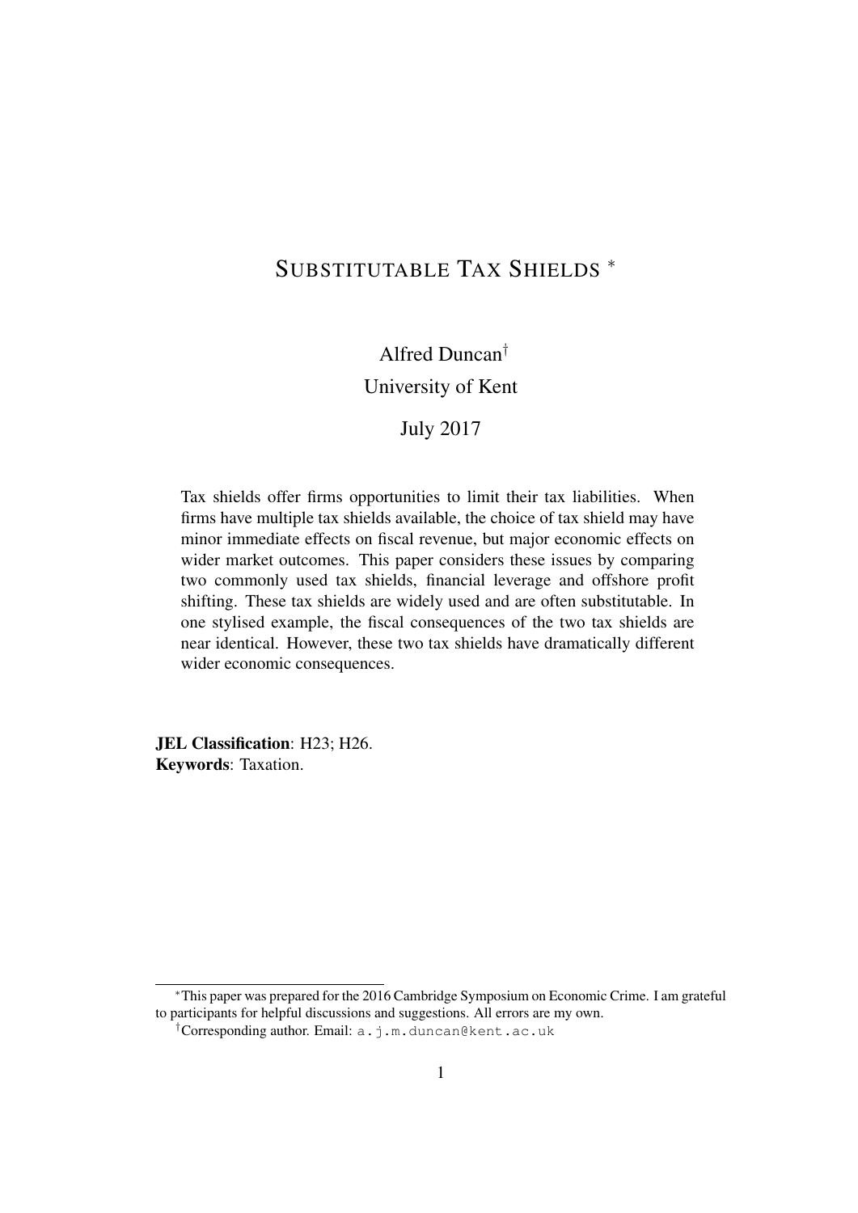# SUBSTITUTABLE TAX SHIELDS [*]

Alfred Duncan[†]
University of Kent

July 2017

Tax shields offer firms opportunities to limit their tax liabilities. When firms have multiple tax shields available, the choice of tax shield may have minor immediate effects on fiscal revenue, but major economic effects on wider market outcomes. This paper considers these issues by comparing two commonly used tax shields, financial leverage and offshore profit shifting. These tax shields are widely used and are often substitutable. In one stylised example, the fiscal consequences of the two tax shields are near identical. However, these two tax shields have dramatically different wider economic consequences.

**JEL Classification**: H23; H26.
**Keywords**: Taxation.

---

[*] This paper was prepared for the 2016 Cambridge Symposium on Economic Crime. I am grateful to participants for helpful discussions and suggestions. All errors are my own.

[†] Corresponding author. Email: a.j.m.duncan@kent.ac.uk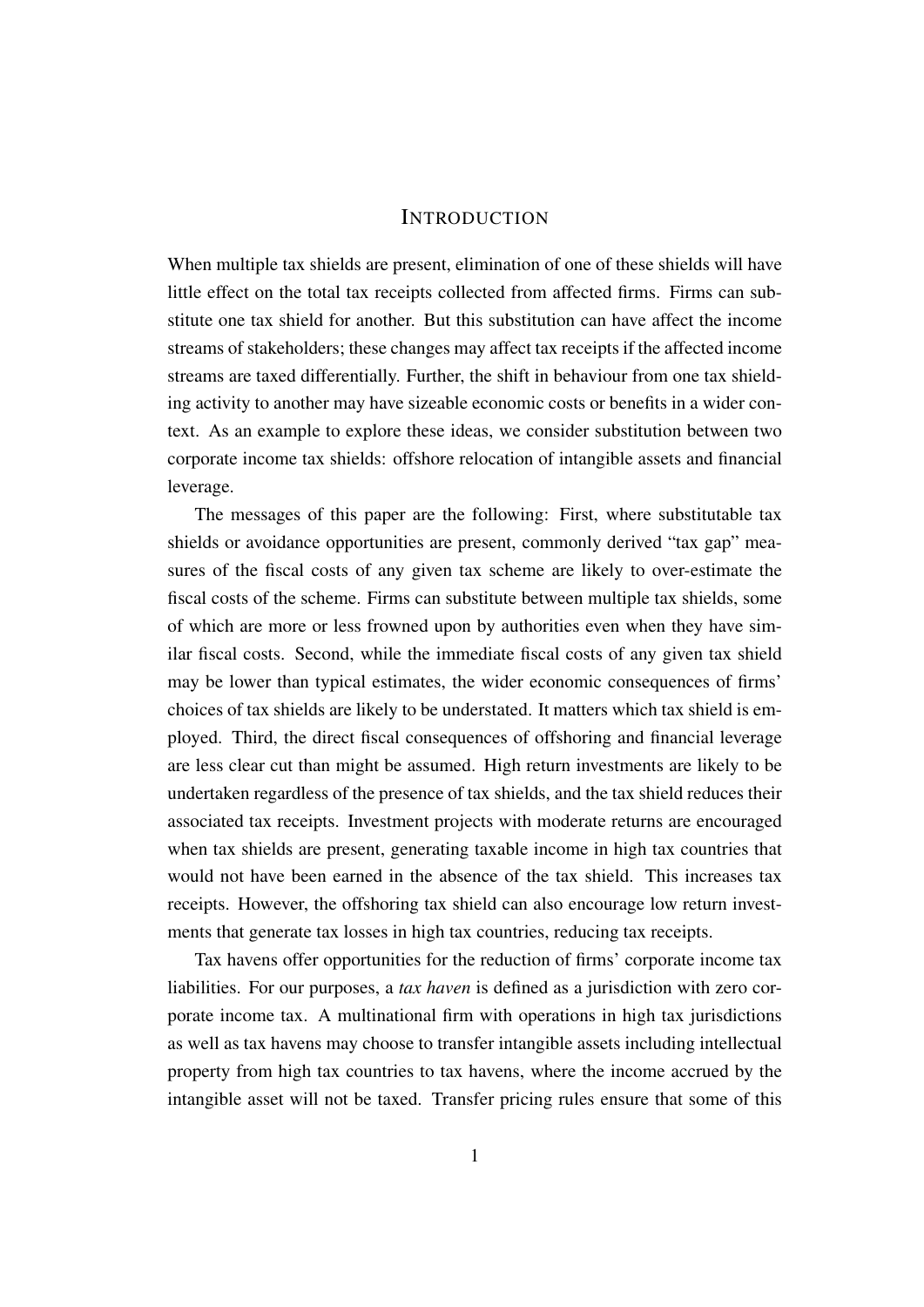# INTRODUCTION

When multiple tax shields are present, elimination of one of these shields will have little effect on the total tax receipts collected from affected firms. Firms can substitute one tax shield for another. But this substitution can have affect the income streams of stakeholders; these changes may affect tax receipts if the affected income streams are taxed differentially. Further, the shift in behaviour from one tax shielding activity to another may have sizeable economic costs or benefits in a wider context. As an example to explore these ideas, we consider substitution between two corporate income tax shields: offshore relocation of intangible assets and financial leverage.

The messages of this paper are the following: First, where substitutable tax shields or avoidance opportunities are present, commonly derived "tax gap" measures of the fiscal costs of any given tax scheme are likely to over-estimate the fiscal costs of the scheme. Firms can substitute between multiple tax shields, some of which are more or less frowned upon by authorities even when they have similar fiscal costs. Second, while the immediate fiscal costs of any given tax shield may be lower than typical estimates, the wider economic consequences of firms' choices of tax shields are likely to be understated. It matters which tax shield is employed. Third, the direct fiscal consequences of offshoring and financial leverage are less clear cut than might be assumed. High return investments are likely to be undertaken regardless of the presence of tax shields, and the tax shield reduces their associated tax receipts. Investment projects with moderate returns are encouraged when tax shields are present, generating taxable income in high tax countries that would not have been earned in the absence of the tax shield. This increases tax receipts. However, the offshoring tax shield can also encourage low return investments that generate tax losses in high tax countries, reducing tax receipts.

Tax havens offer opportunities for the reduction of firms' corporate income tax liabilities. For our purposes, a *tax haven* is defined as a jurisdiction with zero corporate income tax. A multinational firm with operations in high tax jurisdictions as well as tax havens may choose to transfer intangible assets including intellectual property from high tax countries to tax havens, where the income accrued by the intangible asset will not be taxed. Transfer pricing rules ensure that some of this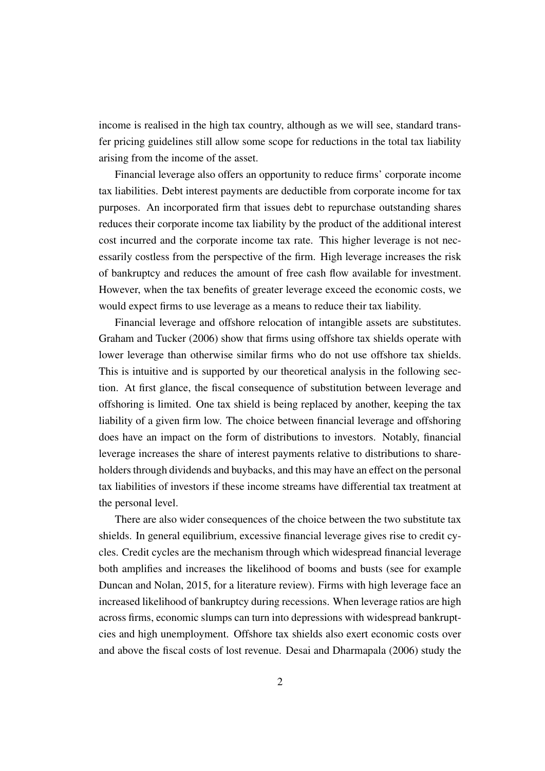income is realised in the high tax country, although as we will see, standard transfer pricing guidelines still allow some scope for reductions in the total tax liability arising from the income of the asset.

Financial leverage also offers an opportunity to reduce firms' corporate income tax liabilities. Debt interest payments are deductible from corporate income for tax purposes. An incorporated firm that issues debt to repurchase outstanding shares reduces their corporate income tax liability by the product of the additional interest cost incurred and the corporate income tax rate. This higher leverage is not necessarily costless from the perspective of the firm. High leverage increases the risk of bankruptcy and reduces the amount of free cash flow available for investment. However, when the tax benefits of greater leverage exceed the economic costs, we would expect firms to use leverage as a means to reduce their tax liability.

Financial leverage and offshore relocation of intangible assets are substitutes. Graham and Tucker (2006) show that firms using offshore tax shields operate with lower leverage than otherwise similar firms who do not use offshore tax shields. This is intuitive and is supported by our theoretical analysis in the following section. At first glance, the fiscal consequence of substitution between leverage and offshoring is limited. One tax shield is being replaced by another, keeping the tax liability of a given firm low. The choice between financial leverage and offshoring does have an impact on the form of distributions to investors. Notably, financial leverage increases the share of interest payments relative to distributions to shareholders through dividends and buybacks, and this may have an effect on the personal tax liabilities of investors if these income streams have differential tax treatment at the personal level.

There are also wider consequences of the choice between the two substitute tax shields. In general equilibrium, excessive financial leverage gives rise to credit cycles. Credit cycles are the mechanism through which widespread financial leverage both amplifies and increases the likelihood of booms and busts (see for example Duncan and Nolan, 2015, for a literature review). Firms with high leverage face an increased likelihood of bankruptcy during recessions. When leverage ratios are high across firms, economic slumps can turn into depressions with widespread bankruptcies and high unemployment. Offshore tax shields also exert economic costs over and above the fiscal costs of lost revenue. Desai and Dharmapala (2006) study the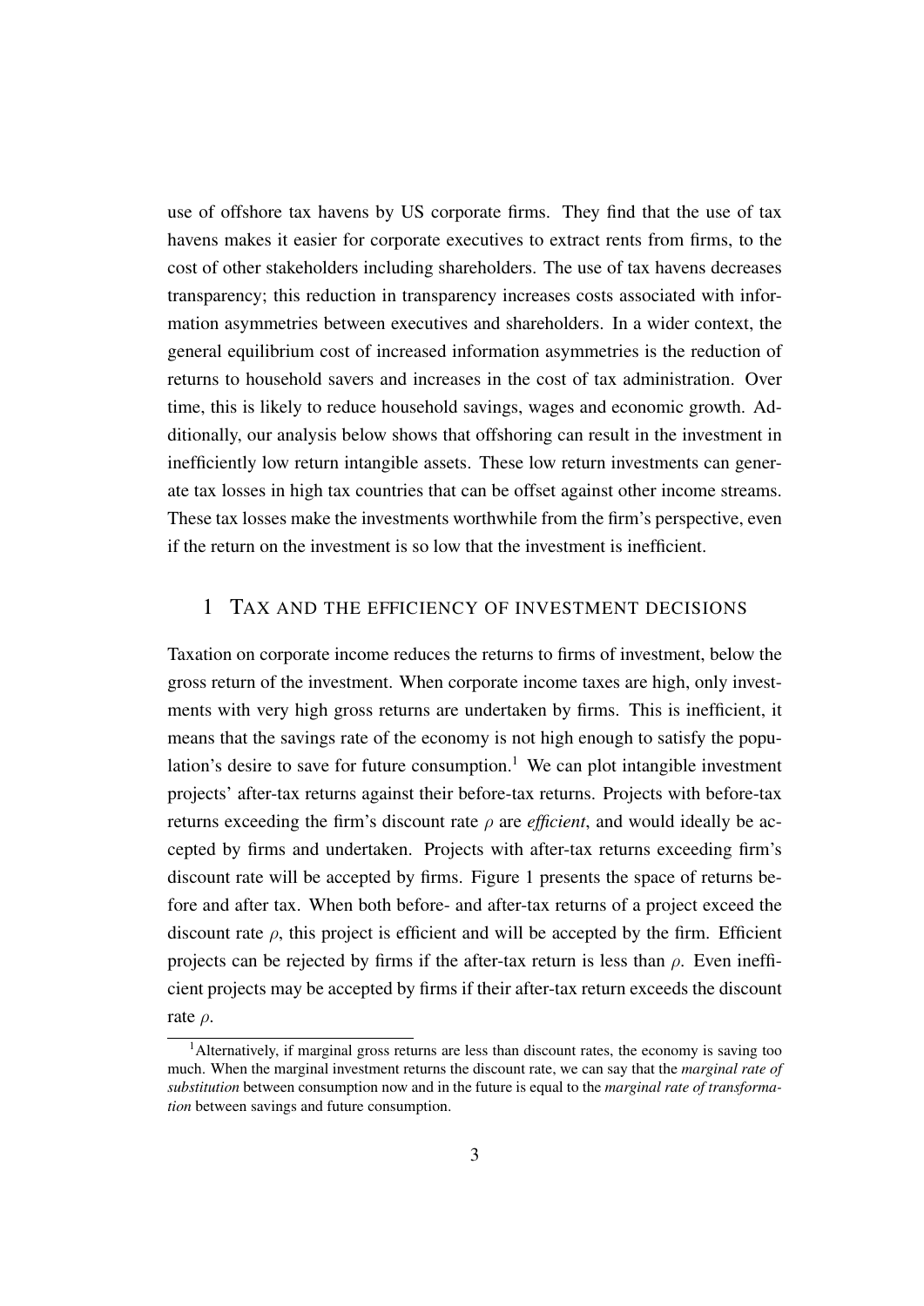use of offshore tax havens by US corporate firms. They find that the use of tax havens makes it easier for corporate executives to extract rents from firms, to the cost of other stakeholders including shareholders. The use of tax havens decreases transparency; this reduction in transparency increases costs associated with information asymmetries between executives and shareholders. In a wider context, the general equilibrium cost of increased information asymmetries is the reduction of returns to household savers and increases in the cost of tax administration. Over time, this is likely to reduce household savings, wages and economic growth. Additionally, our analysis below shows that offshoring can result in the investment in inefficiently low return intangible assets. These low return investments can generate tax losses in high tax countries that can be offset against other income streams. These tax losses make the investments worthwhile from the firm's perspective, even if the return on the investment is so low that the investment is inefficient.

## 1 Tax and the efficiency of investment decisions

Taxation on corporate income reduces the returns to firms of investment, below the gross return of the investment. When corporate income taxes are high, only investments with very high gross returns are undertaken by firms. This is inefficient, it means that the savings rate of the economy is not high enough to satisfy the population's desire to save for future consumption.[1] We can plot intangible investment projects' after-tax returns against their before-tax returns. Projects with before-tax returns exceeding the firm's discount rate $\rho$ are *efficient*, and would ideally be accepted by firms and undertaken. Projects with after-tax returns exceeding firm's discount rate will be accepted by firms. Figure 1 presents the space of returns before and after tax. When both before- and after-tax returns of a project exceed the discount rate $\rho$, this project is efficient and will be accepted by the firm. Efficient projects can be rejected by firms if the after-tax return is less than $\rho$. Even inefficient projects may be accepted by firms if their after-tax return exceeds the discount rate $\rho$.

[1] Alternatively, if marginal gross returns are less than discount rates, the economy is saving too much. When the marginal investment returns the discount rate, we can say that the *marginal rate of substitution* between consumption now and in the future is equal to the *marginal rate of transformation* between savings and future consumption.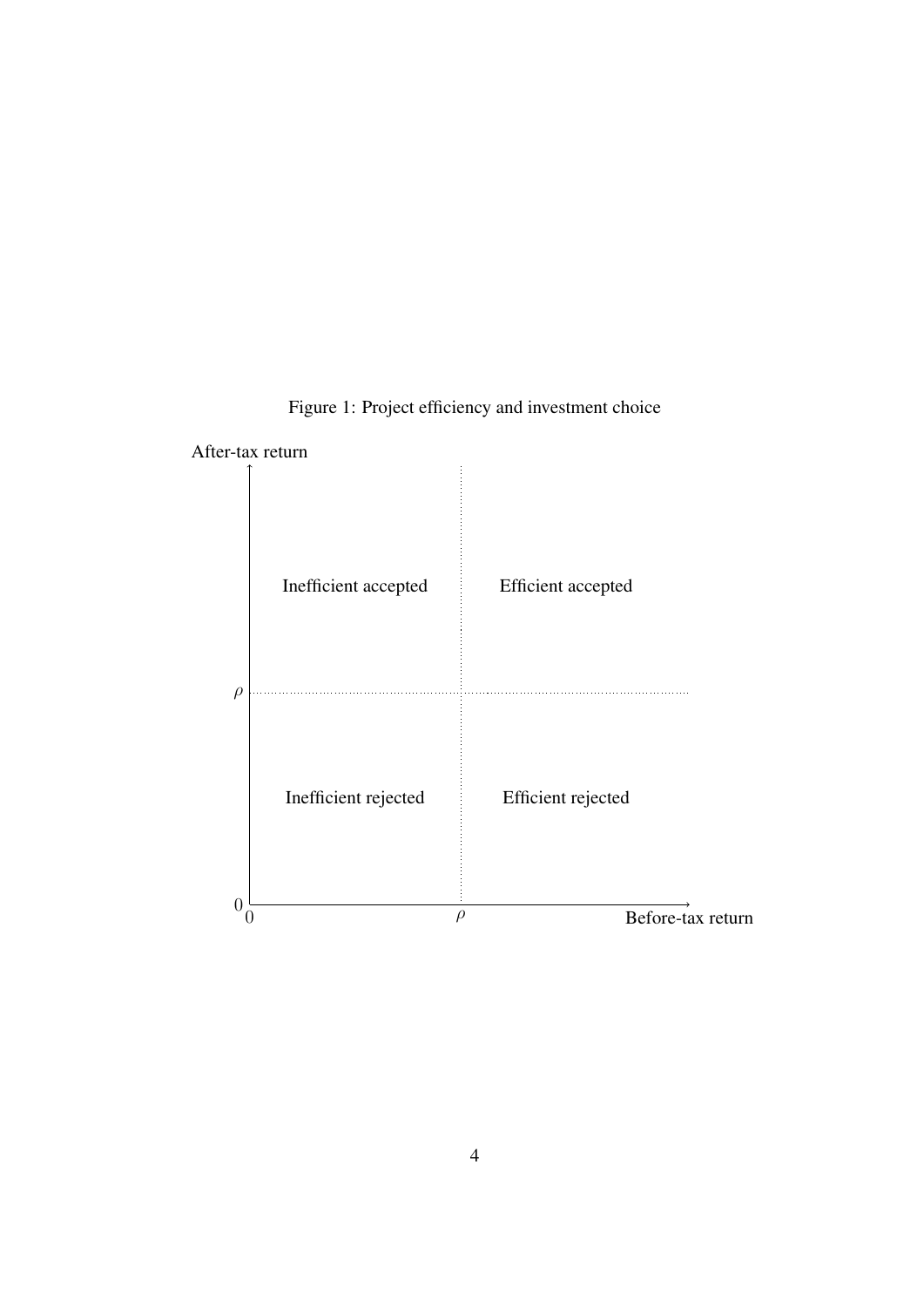Figure 1: Project efficiency and investment choice

After-tax return

Inefficient accepted

Efficient accepted

$\rho$

Inefficient rejected

Efficient rejected

0

0

$\rho$

Before-tax return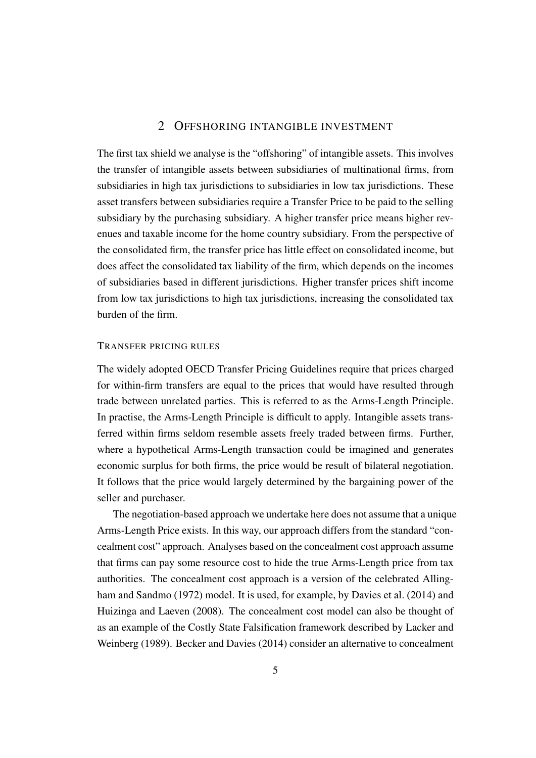## 2 OFFSHORING INTANGIBLE INVESTMENT

The first tax shield we analyse is the "offshoring" of intangible assets. This involves the transfer of intangible assets between subsidiaries of multinational firms, from subsidiaries in high tax jurisdictions to subsidiaries in low tax jurisdictions. These asset transfers between subsidiaries require a Transfer Price to be paid to the selling subsidiary by the purchasing subsidiary. A higher transfer price means higher revenues and taxable income for the home country subsidiary. From the perspective of the consolidated firm, the transfer price has little effect on consolidated income, but does affect the consolidated tax liability of the firm, which depends on the incomes of subsidiaries based in different jurisdictions. Higher transfer prices shift income from low tax jurisdictions to high tax jurisdictions, increasing the consolidated tax burden of the firm.

### TRANSFER PRICING RULES

The widely adopted OECD Transfer Pricing Guidelines require that prices charged for within-firm transfers are equal to the prices that would have resulted through trade between unrelated parties. This is referred to as the Arms-Length Principle. In practise, the Arms-Length Principle is difficult to apply. Intangible assets transferred within firms seldom resemble assets freely traded between firms. Further, where a hypothetical Arms-Length transaction could be imagined and generates economic surplus for both firms, the price would be result of bilateral negotiation. It follows that the price would largely determined by the bargaining power of the seller and purchaser.

The negotiation-based approach we undertake here does not assume that a unique Arms-Length Price exists. In this way, our approach differs from the standard "concealment cost" approach. Analyses based on the concealment cost approach assume that firms can pay some resource cost to hide the true Arms-Length price from tax authorities. The concealment cost approach is a version of the celebrated Allingham and Sandmo (1972) model. It is used, for example, by Davies et al. (2014) and Huizinga and Laeven (2008). The concealment cost model can also be thought of as an example of the Costly State Falsification framework described by Lacker and Weinberg (1989). Becker and Davies (2014) consider an alternative to concealment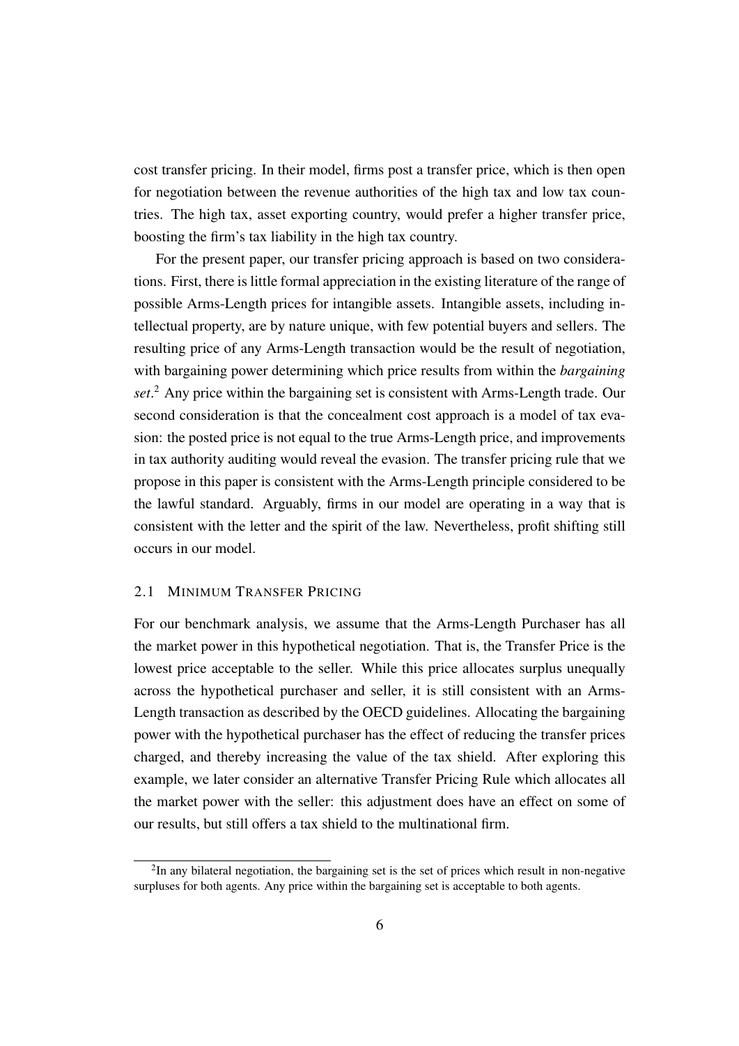cost transfer pricing. In their model, firms post a transfer price, which is then open for negotiation between the revenue authorities of the high tax and low tax countries. The high tax, asset exporting country, would prefer a higher transfer price, boosting the firm's tax liability in the high tax country.

For the present paper, our transfer pricing approach is based on two considerations. First, there is little formal appreciation in the existing literature of the range of possible Arms-Length prices for intangible assets. Intangible assets, including intellectual property, are by nature unique, with few potential buyers and sellers. The resulting price of any Arms-Length transaction would be the result of negotiation, with bargaining power determining which price results from within the *bargaining set*.[2] Any price within the bargaining set is consistent with Arms-Length trade. Our second consideration is that the concealment cost approach is a model of tax evasion: the posted price is not equal to the true Arms-Length price, and improvements in tax authority auditing would reveal the evasion. The transfer pricing rule that we propose in this paper is consistent with the Arms-Length principle considered to be the lawful standard. Arguably, firms in our model are operating in a way that is consistent with the letter and the spirit of the law. Nevertheless, profit shifting still occurs in our model.

### 2.1 Minimum Transfer Pricing

For our benchmark analysis, we assume that the Arms-Length Purchaser has all the market power in this hypothetical negotiation. That is, the Transfer Price is the lowest price acceptable to the seller. While this price allocates surplus unequally across the hypothetical purchaser and seller, it is still consistent with an Arms-Length transaction as described by the OECD guidelines. Allocating the bargaining power with the hypothetical purchaser has the effect of reducing the transfer prices charged, and thereby increasing the value of the tax shield. After exploring this example, we later consider an alternative Transfer Pricing Rule which allocates all the market power with the seller: this adjustment does have an effect on some of our results, but still offers a tax shield to the multinational firm.

[2] In any bilateral negotiation, the bargaining set is the set of prices which result in non-negative surpluses for both agents. Any price within the bargaining set is acceptable to both agents.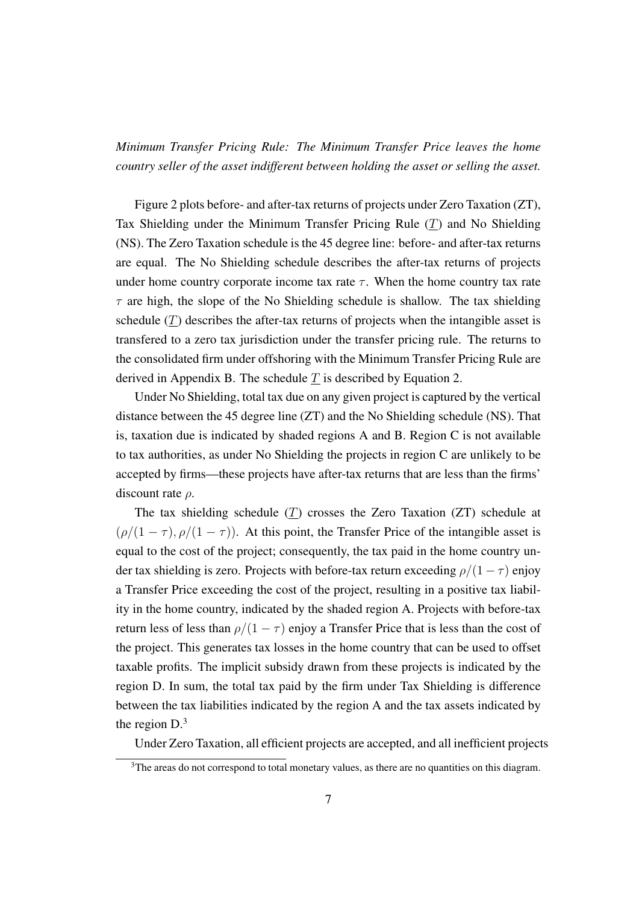*Minimum Transfer Pricing Rule: The Minimum Transfer Price leaves the home country seller of the asset indifferent between holding the asset or selling the asset.*

Figure 2 plots before- and after-tax returns of projects under Zero Taxation (ZT), Tax Shielding under the Minimum Transfer Pricing Rule ($\underline{T}$) and No Shielding (NS). The Zero Taxation schedule is the 45 degree line: before- and after-tax returns are equal. The No Shielding schedule describes the after-tax returns of projects under home country corporate income tax rate $\tau$. When the home country tax rate $\tau$ are high, the slope of the No Shielding schedule is shallow. The tax shielding schedule ($\underline{T}$) describes the after-tax returns of projects when the intangible asset is transfered to a zero tax jurisdiction under the transfer pricing rule. The returns to the consolidated firm under offshoring with the Minimum Transfer Pricing Rule are derived in Appendix B. The schedule $\underline{T}$ is described by Equation 2.

Under No Shielding, total tax due on any given project is captured by the vertical distance between the 45 degree line (ZT) and the No Shielding schedule (NS). That is, taxation due is indicated by shaded regions A and B. Region C is not available to tax authorities, as under No Shielding the projects in region C are unlikely to be accepted by firms—these projects have after-tax returns that are less than the firms' discount rate $\rho$.

The tax shielding schedule ($\underline{T}$) crosses the Zero Taxation (ZT) schedule at $(\rho/(1-\tau), \rho/(1-\tau))$. At this point, the Transfer Price of the intangible asset is equal to the cost of the project; consequently, the tax paid in the home country under tax shielding is zero. Projects with before-tax return exceeding $\rho/(1-\tau)$ enjoy a Transfer Price exceeding the cost of the project, resulting in a positive tax liability in the home country, indicated by the shaded region A. Projects with before-tax return less of less than $\rho/(1-\tau)$ enjoy a Transfer Price that is less than the cost of the project. This generates tax losses in the home country that can be used to offset taxable profits. The implicit subsidy drawn from these projects is indicated by the region D. In sum, the total tax paid by the firm under Tax Shielding is difference between the tax liabilities indicated by the region A and the tax assets indicated by the region D.[3]

Under Zero Taxation, all efficient projects are accepted, and all inefficient projects

[3] The areas do not correspond to total monetary values, as there are no quantities on this diagram.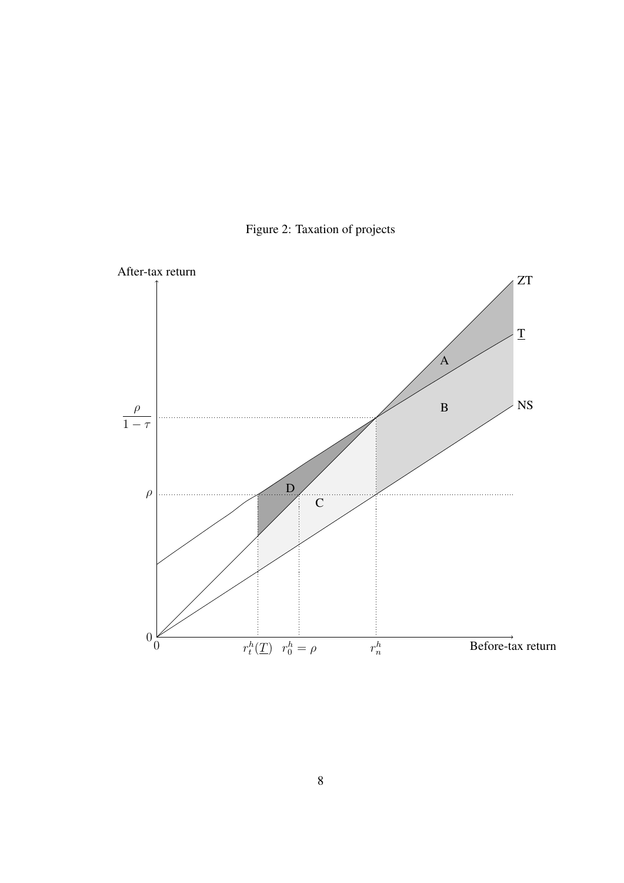Figure 2: Taxation of projects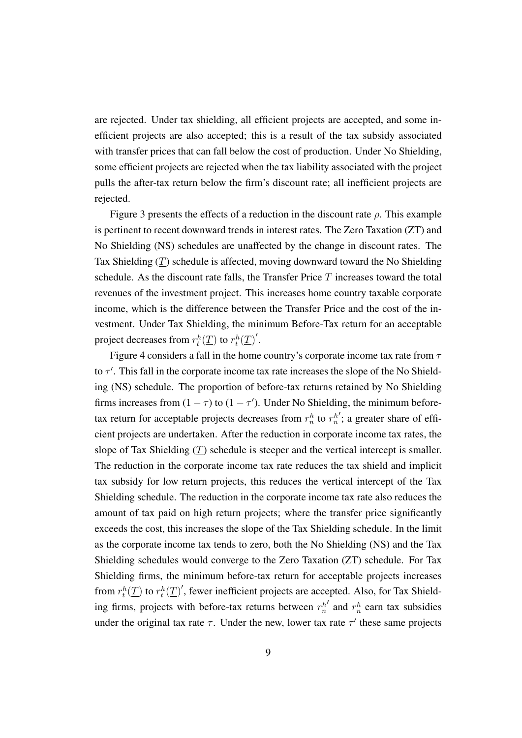are rejected. Under tax shielding, all efficient projects are accepted, and some inefficient projects are also accepted; this is a result of the tax subsidy associated with transfer prices that can fall below the cost of production. Under No Shielding, some efficient projects are rejected when the tax liability associated with the project pulls the after-tax return below the firm's discount rate; all inefficient projects are rejected.

Figure 3 presents the effects of a reduction in the discount rate $\rho$. This example is pertinent to recent downward trends in interest rates. The Zero Taxation (ZT) and No Shielding (NS) schedules are unaffected by the change in discount rates. The Tax Shielding ($\underline{T}$) schedule is affected, moving downward toward the No Shielding schedule. As the discount rate falls, the Transfer Price $T$ increases toward the total revenues of the investment project. This increases home country taxable corporate income, which is the difference between the Transfer Price and the cost of the investment. Under Tax Shielding, the minimum Before-Tax return for an acceptable project decreases from $r_t^h(\underline{T})$ to $r_t^h(\underline{T})'$.

Figure 4 considers a fall in the home country's corporate income tax rate from $\tau$ to $\tau'$. This fall in the corporate income tax rate increases the slope of the No Shielding (NS) schedule. The proportion of before-tax returns retained by No Shielding firms increases from $(1-\tau)$ to $(1-\tau')$. Under No Shielding, the minimum before-tax return for acceptable projects decreases from $r_n^h$ to $r_n^{h\prime}$; a greater share of efficient projects are undertaken. After the reduction in corporate income tax rates, the slope of Tax Shielding ($\underline{T}$) schedule is steeper and the vertical intercept is smaller. The reduction in the corporate income tax rate reduces the tax shield and implicit tax subsidy for low return projects, this reduces the vertical intercept of the Tax Shielding schedule. The reduction in the corporate income tax rate also reduces the amount of tax paid on high return projects; where the transfer price significantly exceeds the cost, this increases the slope of the Tax Shielding schedule. In the limit as the corporate income tax tends to zero, both the No Shielding (NS) and the Tax Shielding schedules would converge to the Zero Taxation (ZT) schedule. For Tax Shielding firms, the minimum before-tax return for acceptable projects increases from $r_t^h(\underline{T})$ to $r_t^h(\underline{T})'$, fewer inefficient projects are accepted. Also, for Tax Shielding firms, projects with before-tax returns between $r_n^{h\prime}$ and $r_n^h$ earn tax subsidies under the original tax rate $\tau$. Under the new, lower tax rate $\tau'$ these same projects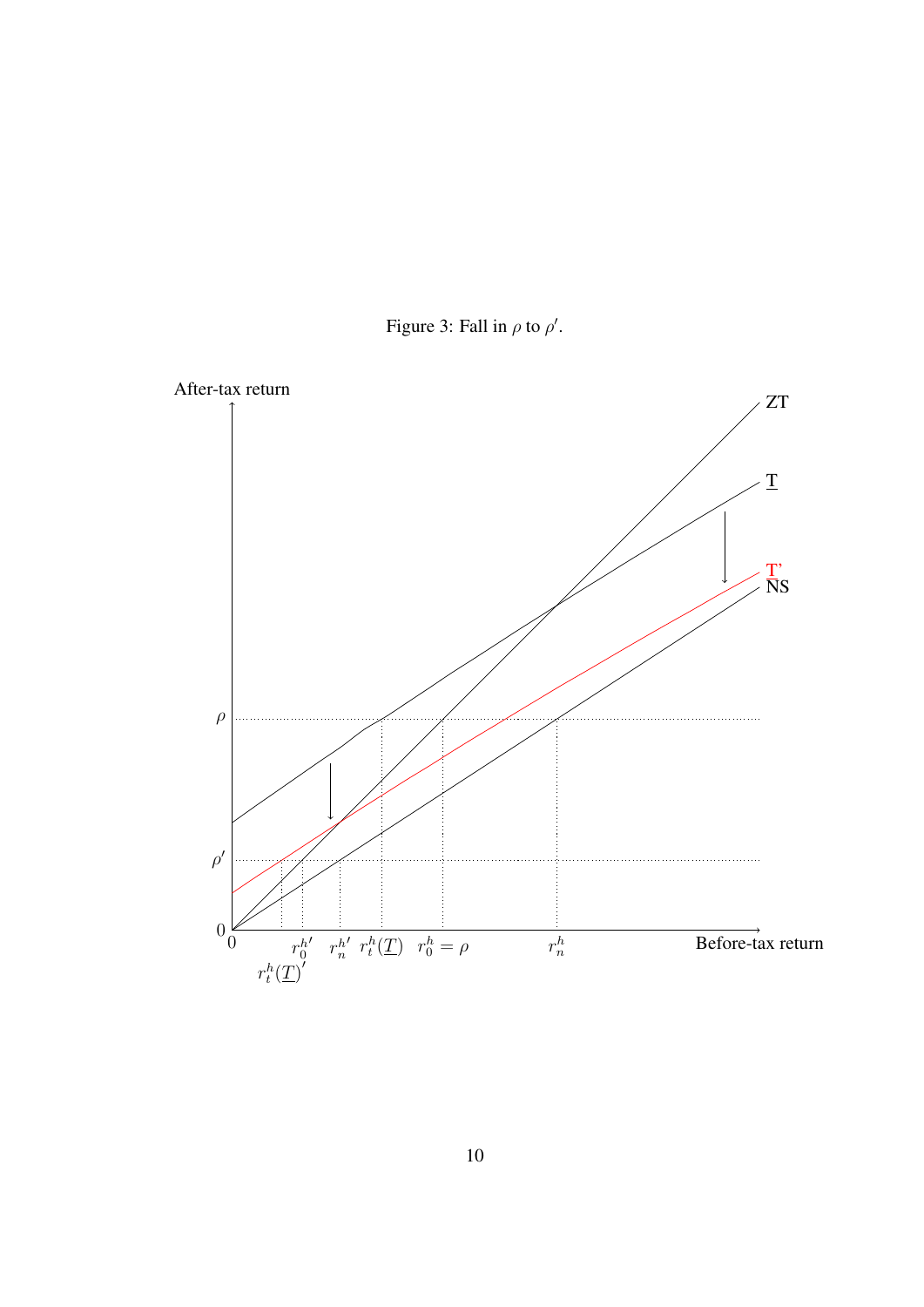Figure 3: Fall in $\rho$ to $\rho'$.

After-tax return

ZT

$\underline{T}$

T'

NS

$\rho$

$\rho'$

0

0

${r_0^h}'$

${r_n^h}'$

$r_t^h(\underline{T})$

$r_0^h = \rho$

$r_n^h$

Before-tax return

$r_t^h(\underline{T})'$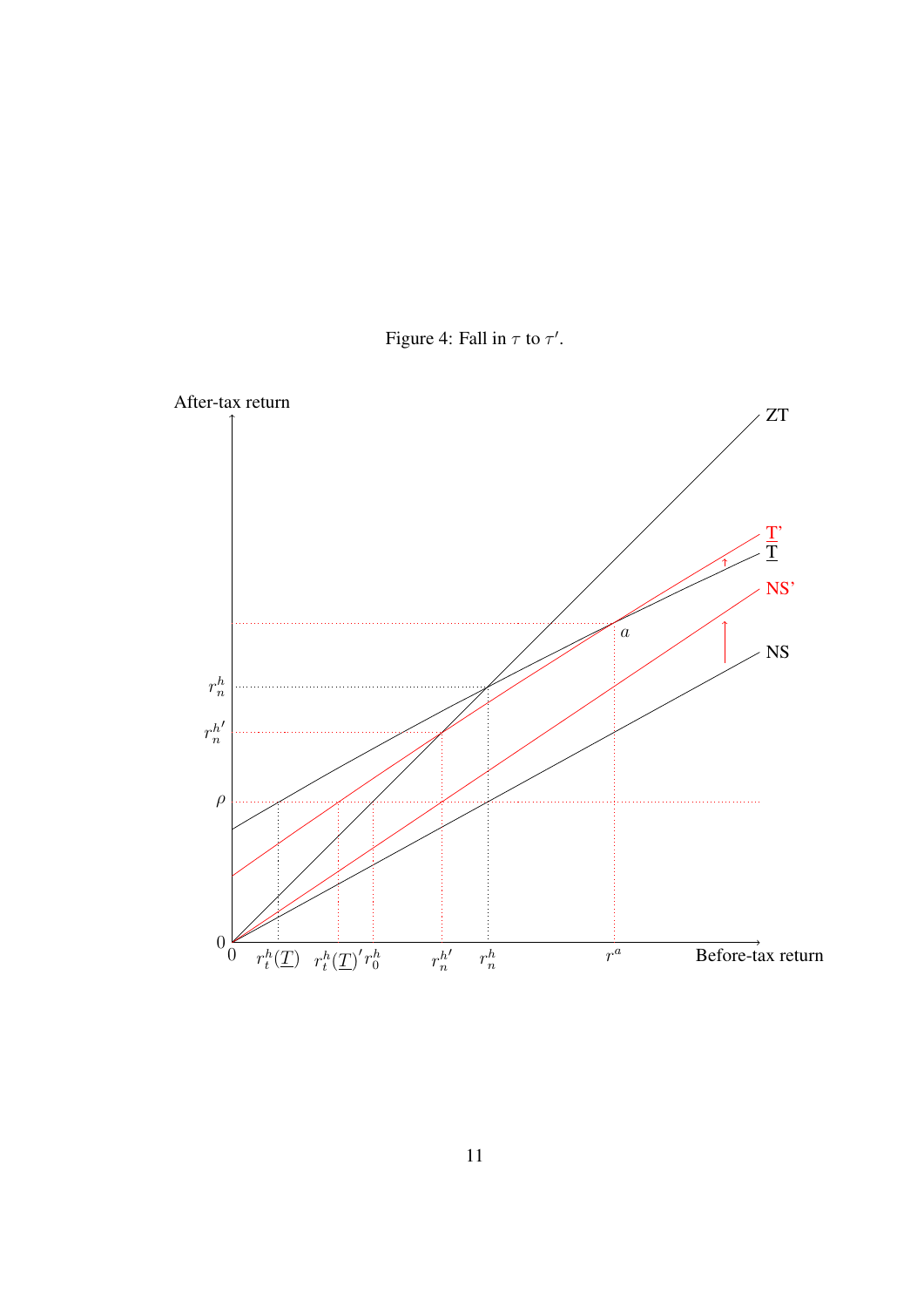Figure 4: Fall in $\tau$ to $\tau'$.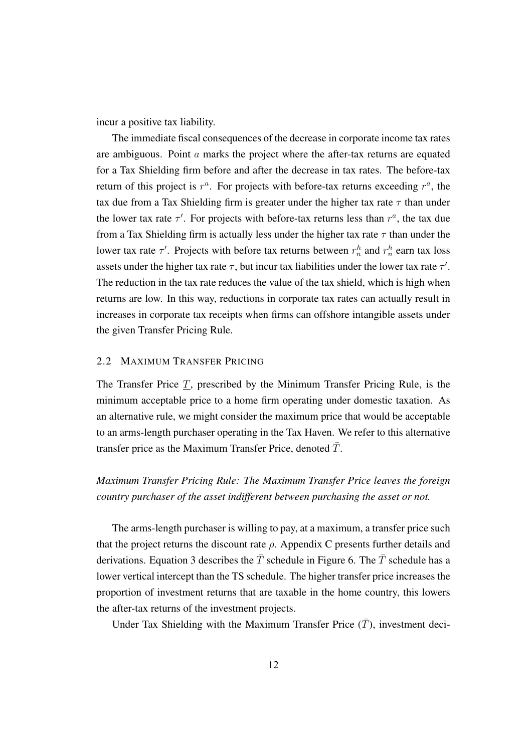incur a positive tax liability.

The immediate fiscal consequences of the decrease in corporate income tax rates are ambiguous. Point $a$ marks the project where the after-tax returns are equated for a Tax Shielding firm before and after the decrease in tax rates. The before-tax return of this project is $r^a$. For projects with before-tax returns exceeding $r^a$, the tax due from a Tax Shielding firm is greater under the higher tax rate $\tau$ than under the lower tax rate $\tau'$. For projects with before-tax returns less than $r^a$, the tax due from a Tax Shielding firm is actually less under the higher tax rate $\tau$ than under the lower tax rate $\tau'$. Projects with before tax returns between $r_n^h$ and $r_n^h$ earn tax loss assets under the higher tax rate $\tau$, but incur tax liabilities under the lower tax rate $\tau'$. The reduction in the tax rate reduces the value of the tax shield, which is high when returns are low. In this way, reductions in corporate tax rates can actually result in increases in corporate tax receipts when firms can offshore intangible assets under the given Transfer Pricing Rule.

## 2.2 Maximum Transfer Pricing

The Transfer Price $\underline{T}$, prescribed by the Minimum Transfer Pricing Rule, is the minimum acceptable price to a home firm operating under domestic taxation. As an alternative rule, we might consider the maximum price that would be acceptable to an arms-length purchaser operating in the Tax Haven. We refer to this alternative transfer price as the Maximum Transfer Price, denoted $\bar{T}$.

*Maximum Transfer Pricing Rule: The Maximum Transfer Price leaves the foreign country purchaser of the asset indifferent between purchasing the asset or not.*

The arms-length purchaser is willing to pay, at a maximum, a transfer price such that the project returns the discount rate $\rho$. Appendix C presents further details and derivations. Equation 3 describes the $\bar{T}$ schedule in Figure 6. The $\bar{T}$ schedule has a lower vertical intercept than the TS schedule. The higher transfer price increases the proportion of investment returns that are taxable in the home country, this lowers the after-tax returns of the investment projects.

Under Tax Shielding with the Maximum Transfer Price ($\bar{T}$), investment deci-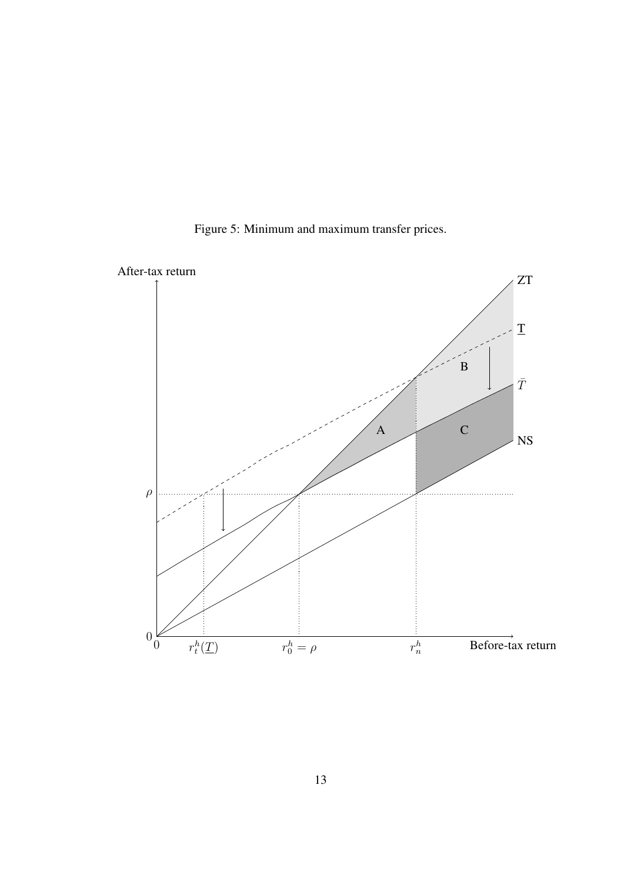Figure 5: Minimum and maximum transfer prices.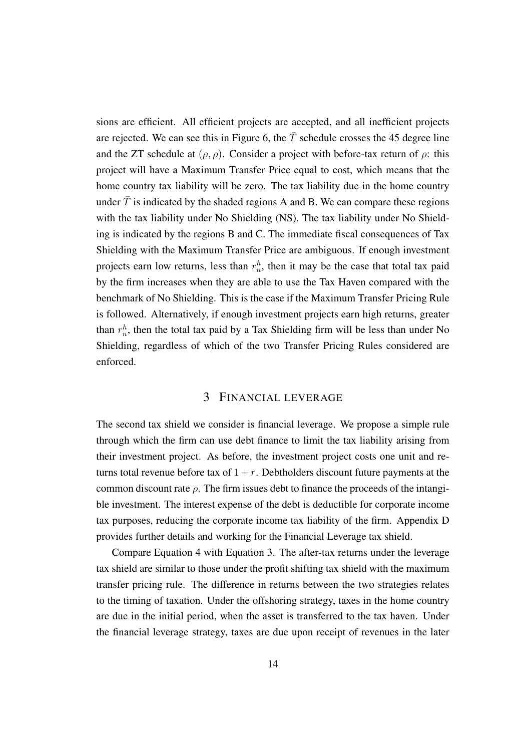sions are efficient. All efficient projects are accepted, and all inefficient projects are rejected. We can see this in Figure 6, the $\bar{T}$ schedule crosses the 45 degree line and the ZT schedule at $(\rho, \rho)$. Consider a project with before-tax return of $\rho$: this project will have a Maximum Transfer Price equal to cost, which means that the home country tax liability will be zero. The tax liability due in the home country under $\bar{T}$ is indicated by the shaded regions A and B. We can compare these regions with the tax liability under No Shielding (NS). The tax liability under No Shielding is indicated by the regions B and C. The immediate fiscal consequences of Tax Shielding with the Maximum Transfer Price are ambiguous. If enough investment projects earn low returns, less than $r_n^h$, then it may be the case that total tax paid by the firm increases when they are able to use the Tax Haven compared with the benchmark of No Shielding. This is the case if the Maximum Transfer Pricing Rule is followed. Alternatively, if enough investment projects earn high returns, greater than $r_n^h$, then the total tax paid by a Tax Shielding firm will be less than under No Shielding, regardless of which of the two Transfer Pricing Rules considered are enforced.

## 3 Financial Leverage

The second tax shield we consider is financial leverage. We propose a simple rule through which the firm can use debt finance to limit the tax liability arising from their investment project. As before, the investment project costs one unit and returns total revenue before tax of $1 + r$. Debtholders discount future payments at the common discount rate $\rho$. The firm issues debt to finance the proceeds of the intangible investment. The interest expense of the debt is deductible for corporate income tax purposes, reducing the corporate income tax liability of the firm. Appendix D provides further details and working for the Financial Leverage tax shield.

Compare Equation 4 with Equation 3. The after-tax returns under the leverage tax shield are similar to those under the profit shifting tax shield with the maximum transfer pricing rule. The difference in returns between the two strategies relates to the timing of taxation. Under the offshoring strategy, taxes in the home country are due in the initial period, when the asset is transferred to the tax haven. Under the financial leverage strategy, taxes are due upon receipt of revenues in the later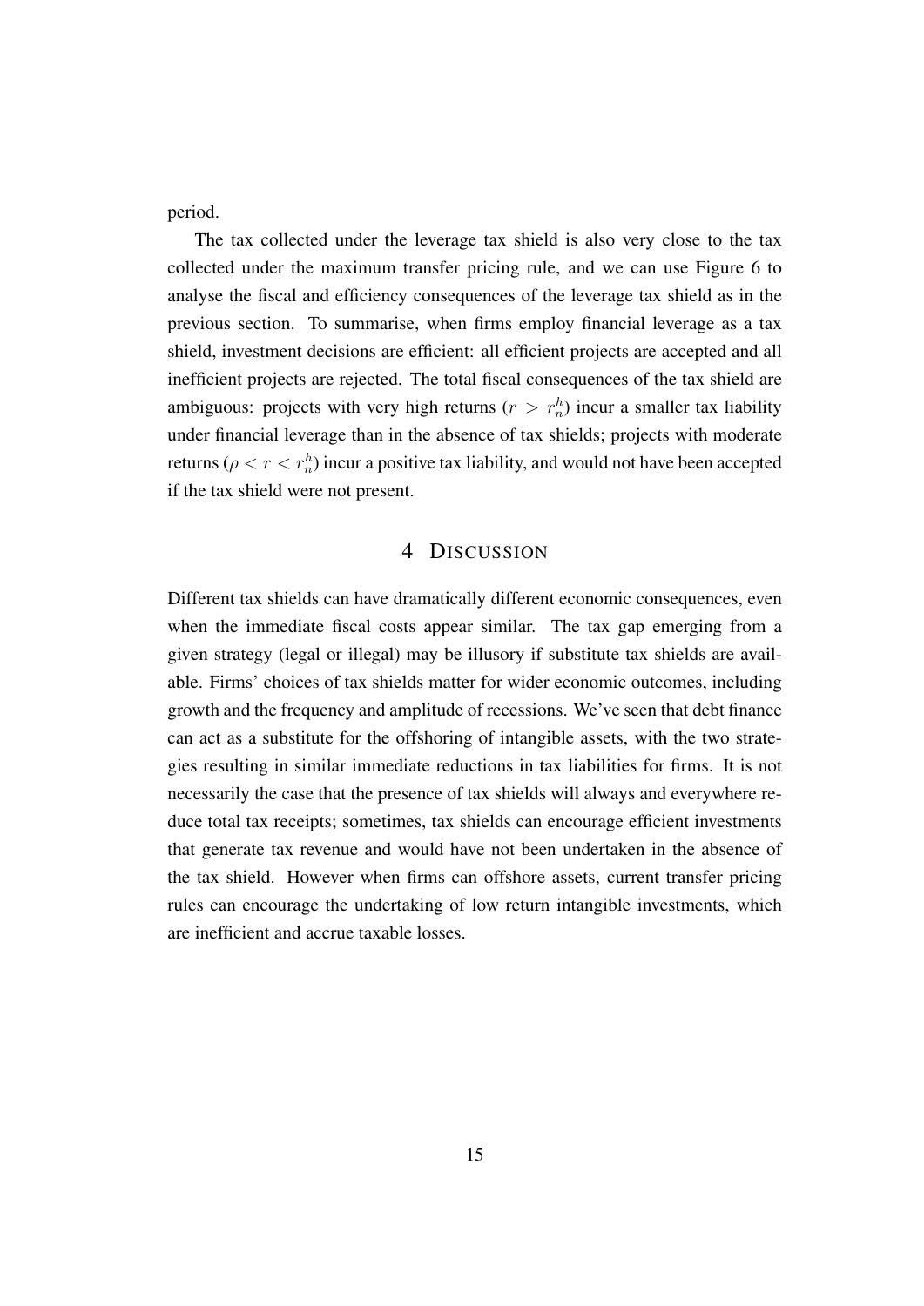period.

The tax collected under the leverage tax shield is also very close to the tax collected under the maximum transfer pricing rule, and we can use Figure 6 to analyse the fiscal and efficiency consequences of the leverage tax shield as in the previous section. To summarise, when firms employ financial leverage as a tax shield, investment decisions are efficient: all efficient projects are accepted and all inefficient projects are rejected. The total fiscal consequences of the tax shield are ambiguous: projects with very high returns ($r > r_n^h$) incur a smaller tax liability under financial leverage than in the absence of tax shields; projects with moderate returns ($\rho < r < r_n^h$) incur a positive tax liability, and would not have been accepted if the tax shield were not present.

# 4 Discussion

Different tax shields can have dramatically different economic consequences, even when the immediate fiscal costs appear similar. The tax gap emerging from a given strategy (legal or illegal) may be illusory if substitute tax shields are available. Firms' choices of tax shields matter for wider economic outcomes, including growth and the frequency and amplitude of recessions. We've seen that debt finance can act as a substitute for the offshoring of intangible assets, with the two strategies resulting in similar immediate reductions in tax liabilities for firms. It is not necessarily the case that the presence of tax shields will always and everywhere reduce total tax receipts; sometimes, tax shields can encourage efficient investments that generate tax revenue and would have not been undertaken in the absence of the tax shield. However when firms can offshore assets, current transfer pricing rules can encourage the undertaking of low return intangible investments, which are inefficient and accrue taxable losses.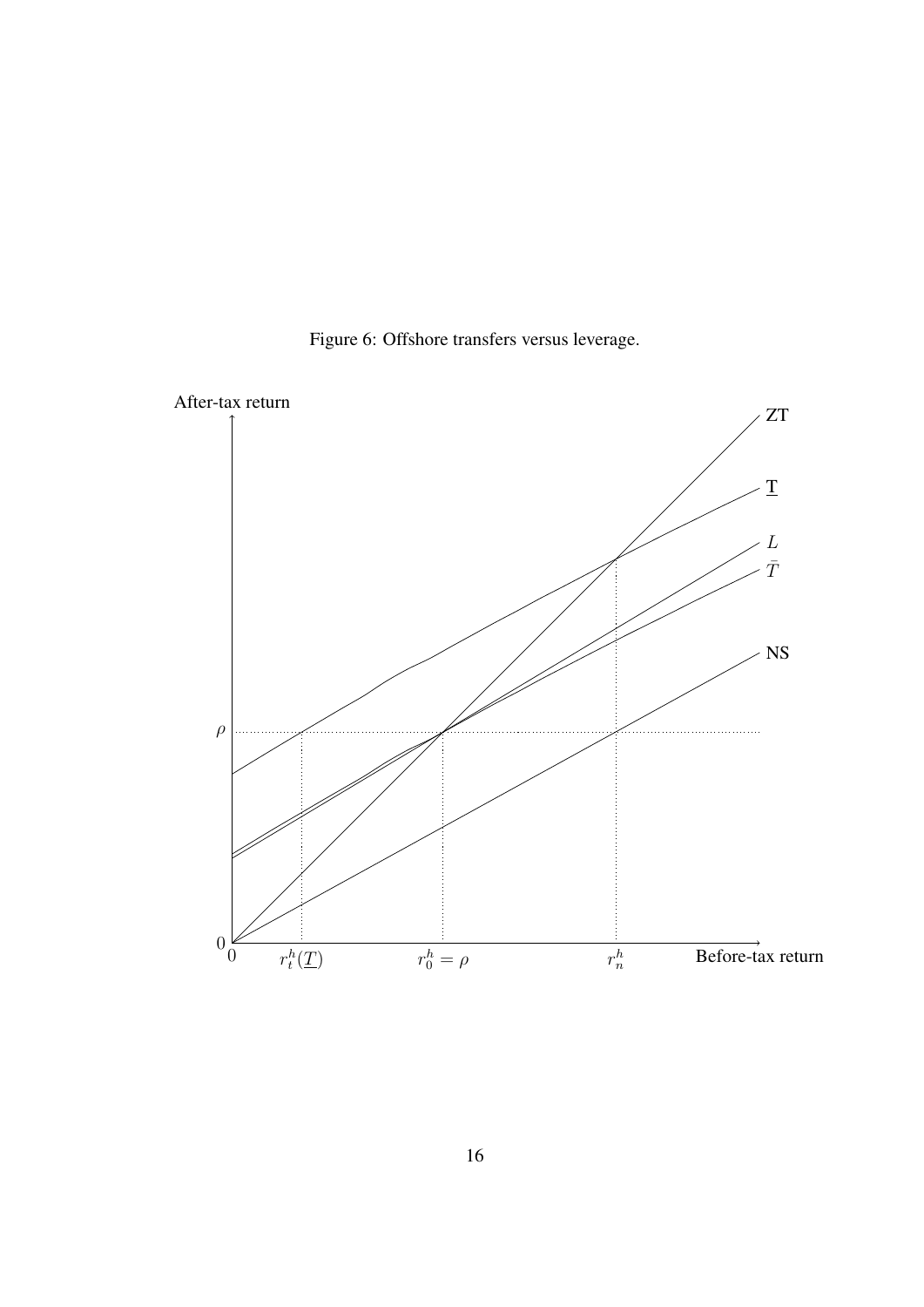Figure 6: Offshore transfers versus leverage.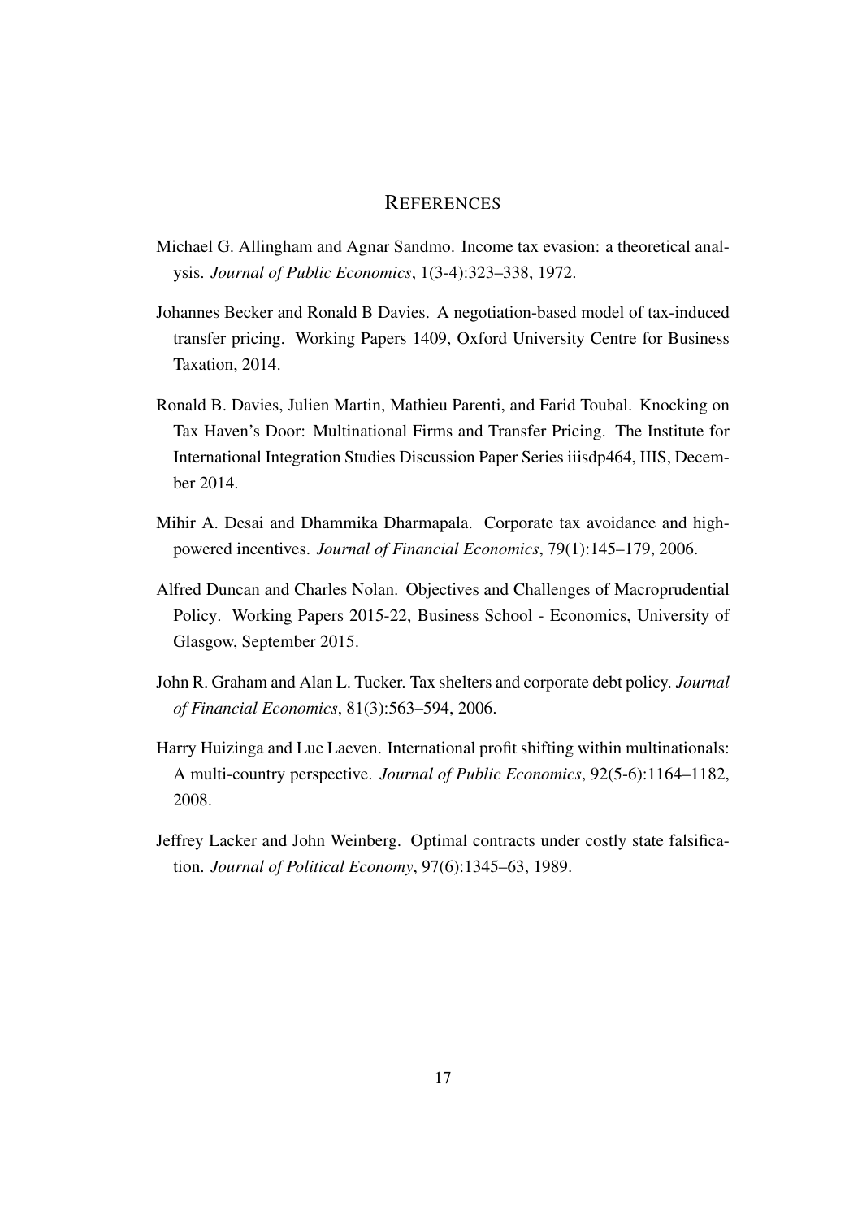## REFERENCES

Michael G. Allingham and Agnar Sandmo. Income tax evasion: a theoretical analysis. *Journal of Public Economics*, 1(3-4):323–338, 1972.

Johannes Becker and Ronald B Davies. A negotiation-based model of tax-induced transfer pricing. Working Papers 1409, Oxford University Centre for Business Taxation, 2014.

Ronald B. Davies, Julien Martin, Mathieu Parenti, and Farid Toubal. Knocking on Tax Haven's Door: Multinational Firms and Transfer Pricing. The Institute for International Integration Studies Discussion Paper Series iiisdp464, IIIS, December 2014.

Mihir A. Desai and Dhammika Dharmapala. Corporate tax avoidance and high-powered incentives. *Journal of Financial Economics*, 79(1):145–179, 2006.

Alfred Duncan and Charles Nolan. Objectives and Challenges of Macroprudential Policy. Working Papers 2015-22, Business School - Economics, University of Glasgow, September 2015.

John R. Graham and Alan L. Tucker. Tax shelters and corporate debt policy. *Journal of Financial Economics*, 81(3):563–594, 2006.

Harry Huizinga and Luc Laeven. International profit shifting within multinationals: A multi-country perspective. *Journal of Public Economics*, 92(5-6):1164–1182, 2008.

Jeffrey Lacker and John Weinberg. Optimal contracts under costly state falsification. *Journal of Political Economy*, 97(6):1345–63, 1989.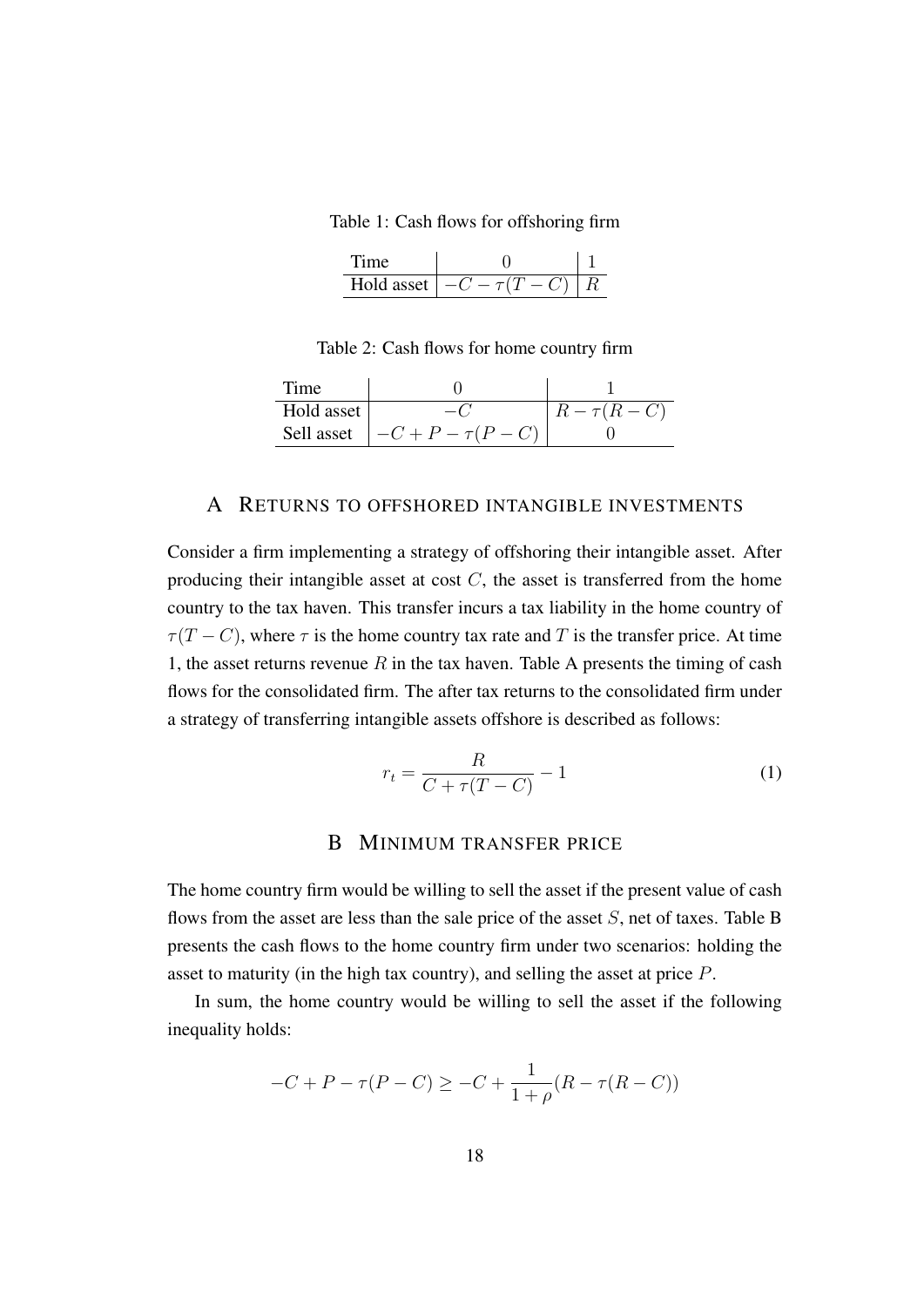Table 1: Cash flows for offshoring firm

| Time | 0 | 1 |
|---|---|---|
| Hold asset | $-C - \tau(T - C)$ | $R$ |

Table 2: Cash flows for home country firm

| Time | 0 | 1 |
|---|---|---|
| Hold asset | $-C$ | $R - \tau(R - C)$ |
| Sell asset | $-C + P - \tau(P - C)$ | 0 |

## A RETURNS TO OFFSHORED INTANGIBLE INVESTMENTS

Consider a firm implementing a strategy of offshoring their intangible asset. After producing their intangible asset at cost $C$, the asset is transferred from the home country to the tax haven. This transfer incurs a tax liability in the home country of $\tau(T - C)$, where $\tau$ is the home country tax rate and $T$ is the transfer price. At time 1, the asset returns revenue $R$ in the tax haven. Table A presents the timing of cash flows for the consolidated firm. The after tax returns to the consolidated firm under a strategy of transferring intangible assets offshore is described as follows:

$$r_t = \frac{R}{C + \tau(T - C)} - 1 \tag{1}$$

## B MINIMUM TRANSFER PRICE

The home country firm would be willing to sell the asset if the present value of cash flows from the asset are less than the sale price of the asset $S$, net of taxes. Table B presents the cash flows to the home country firm under two scenarios: holding the asset to maturity (in the high tax country), and selling the asset at price $P$.

In sum, the home country would be willing to sell the asset if the following inequality holds:

$$-C + P - \tau(P - C) \geq -C + \frac{1}{1 + \rho}(R - \tau(R - C))$$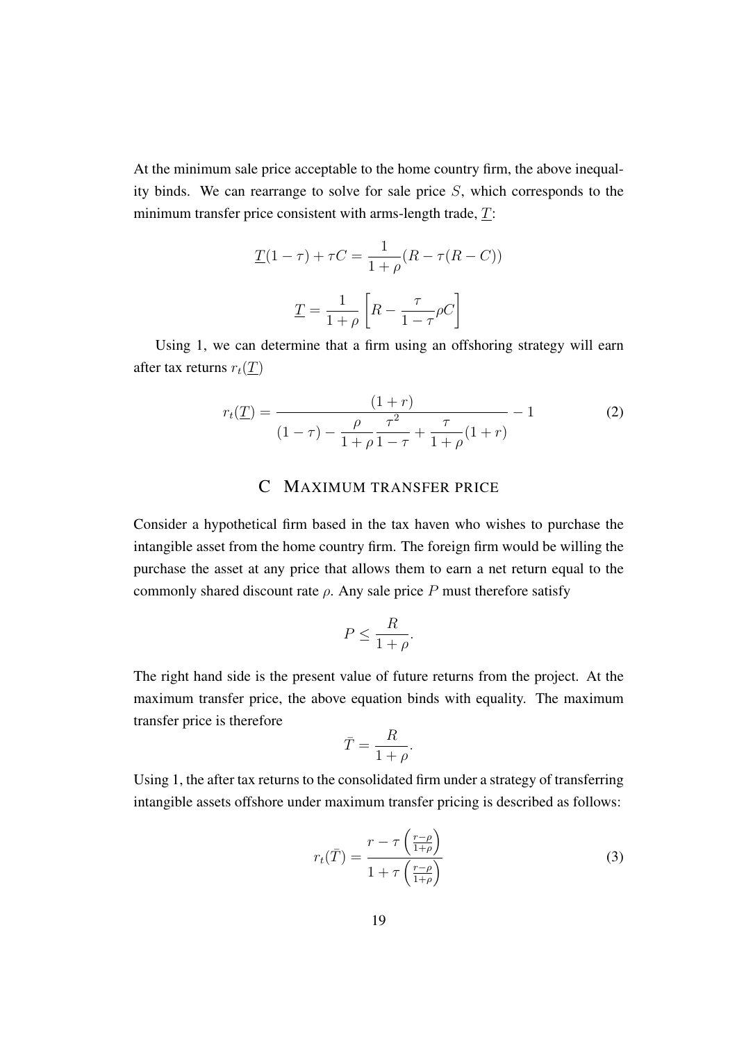At the minimum sale price acceptable to the home country firm, the above inequality binds. We can rearrange to solve for sale price $S$, which corresponds to the minimum transfer price consistent with arms-length trade, $\underline{T}$:

$$\underline{T}(1-\tau) + \tau C = \frac{1}{1+\rho}(R - \tau(R - C))$$

$$\underline{T} = \frac{1}{1+\rho}\left[R - \frac{\tau}{1-\tau}\rho C\right]$$

Using 1, we can determine that a firm using an offshoring strategy will earn after tax returns $r_t(\underline{T})$

$$r_t(\underline{T}) = \frac{(1+r)}{(1-\tau) - \dfrac{\rho}{1+\rho}\dfrac{\tau^2}{1-\tau} + \dfrac{\tau}{1+\rho}(1+r)} - 1 \tag{2}$$

## C Maximum transfer price

Consider a hypothetical firm based in the tax haven who wishes to purchase the intangible asset from the home country firm. The foreign firm would be willing the purchase the asset at any price that allows them to earn a net return equal to the commonly shared discount rate $\rho$. Any sale price $P$ must therefore satisfy

$$P \leq \frac{R}{1+\rho}.$$

The right hand side is the present value of future returns from the project. At the maximum transfer price, the above equation binds with equality. The maximum transfer price is therefore

$$\bar{T} = \frac{R}{1+\rho}.$$

Using 1, the after tax returns to the consolidated firm under a strategy of transferring intangible assets offshore under maximum transfer pricing is described as follows:

$$r_t(\bar{T}) = \frac{r - \tau\left(\frac{r-\rho}{1+\rho}\right)}{1 + \tau\left(\frac{r-\rho}{1+\rho}\right)} \tag{3}$$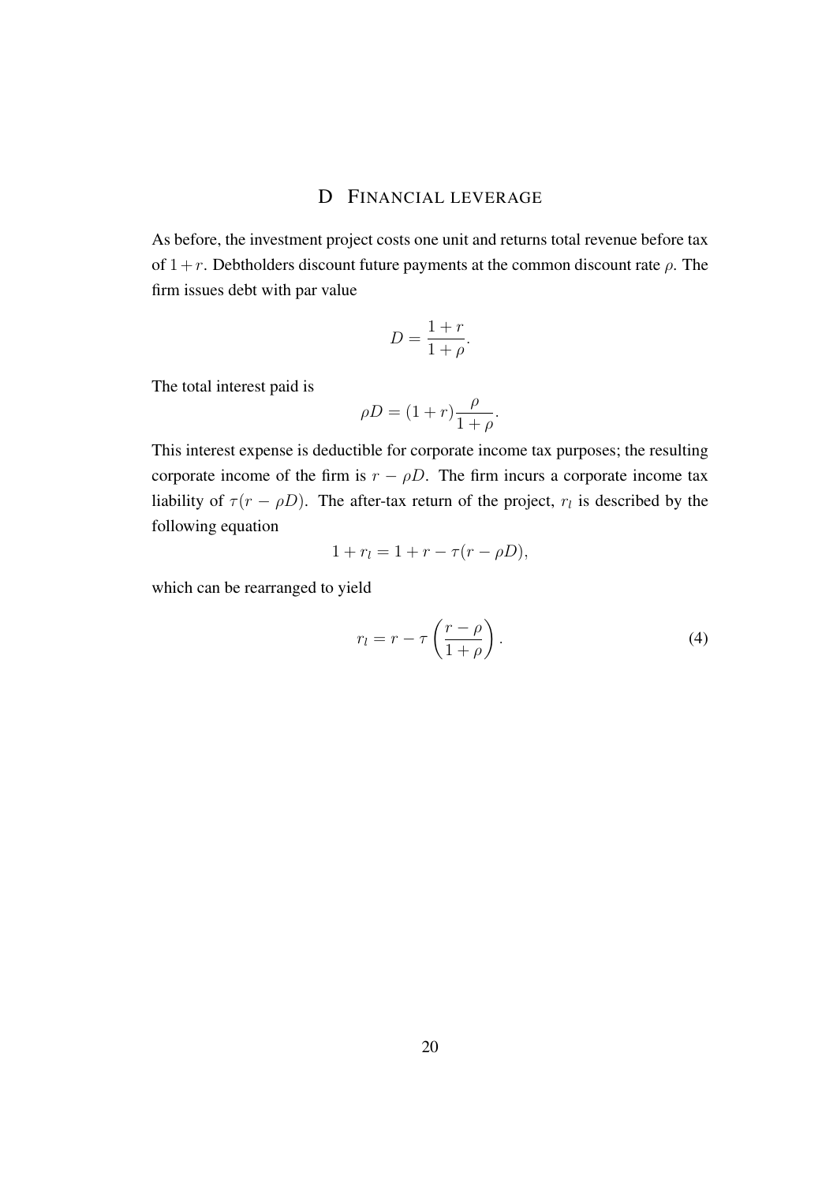# D Financial leverage

As before, the investment project costs one unit and returns total revenue before tax of $1 + r$. Debtholders discount future payments at the common discount rate $\rho$. The firm issues debt with par value

$$D = \frac{1+r}{1+\rho}.$$

The total interest paid is

$$\rho D = (1+r)\frac{\rho}{1+\rho}.$$

This interest expense is deductible for corporate income tax purposes; the resulting corporate income of the firm is $r - \rho D$. The firm incurs a corporate income tax liability of $\tau(r - \rho D)$. The after-tax return of the project, $r_l$ is described by the following equation

$$1 + r_l = 1 + r - \tau(r - \rho D),$$

which can be rearranged to yield

$$r_l = r - \tau\left(\frac{r - \rho}{1+\rho}\right). \tag{4}$$